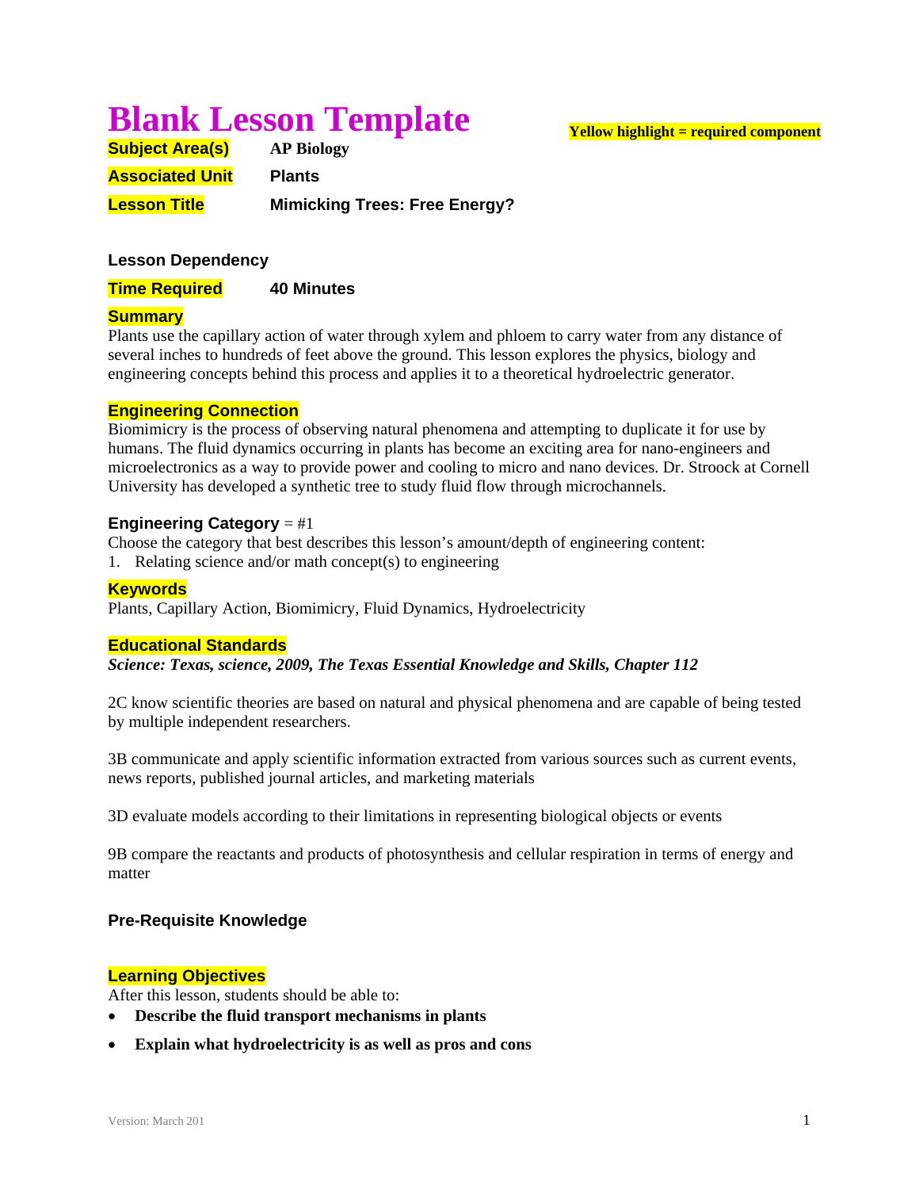# Blank Lesson Template

**Yellow highlight = required component**

**Subject Area(s)** **AP Biology**

**Associated Unit** **Plants**

**Lesson Title** **Mimicking Trees: Free Energy?**

**Lesson Dependency**

**Time Required** **40 Minutes**

**Summary**

Plants use the capillary action of water through xylem and phloem to carry water from any distance of several inches to hundreds of feet above the ground. This lesson explores the physics, biology and engineering concepts behind this process and applies it to a theoretical hydroelectric generator.

**Engineering Connection**

Biomimicry is the process of observing natural phenomena and attempting to duplicate it for use by humans. The fluid dynamics occurring in plants has become an exciting area for nano-engineers and microelectronics as a way to provide power and cooling to micro and nano devices. Dr. Stroock at Cornell University has developed a synthetic tree to study fluid flow through microchannels.

**Engineering Category** = #1

Choose the category that best describes this lesson's amount/depth of engineering content:

1. Relating science and/or math concept(s) to engineering

**Keywords**

Plants, Capillary Action, Biomimicry, Fluid Dynamics, Hydroelectricity

**Educational Standards**

***Science: Texas, science, 2009, The Texas Essential Knowledge and Skills, Chapter 112***

2C know scientific theories are based on natural and physical phenomena and are capable of being tested by multiple independent researchers.

3B communicate and apply scientific information extracted from various sources such as current events, news reports, published journal articles, and marketing materials

3D evaluate models according to their limitations in representing biological objects or events

9B compare the reactants and products of photosynthesis and cellular respiration in terms of energy and matter

**Pre-Requisite Knowledge**

**Learning Objectives**

After this lesson, students should be able to:

- **Describe the fluid transport mechanisms in plants**
- **Explain what hydroelectricity is as well as pros and cons**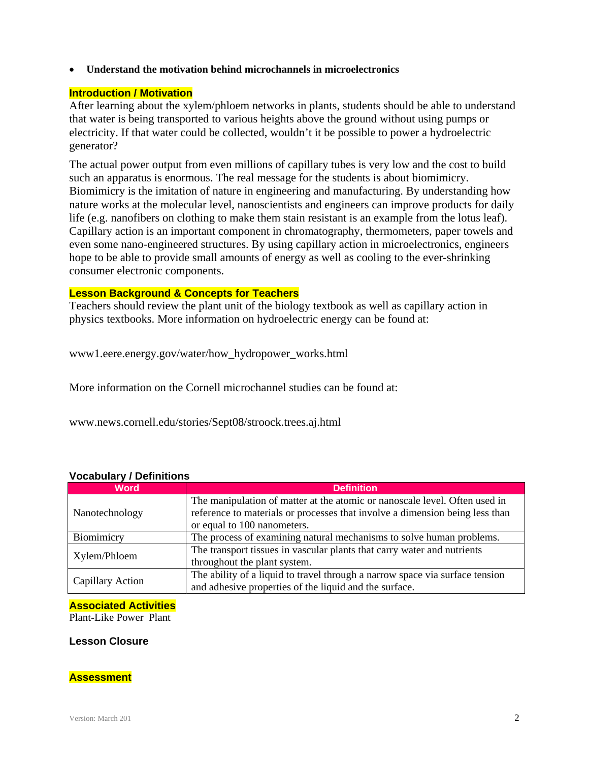- **Understand the motivation behind microchannels in microelectronics**

## Introduction / Motivation

After learning about the xylem/phloem networks in plants, students should be able to understand that water is being transported to various heights above the ground without using pumps or electricity. If that water could be collected, wouldn't it be possible to power a hydroelectric generator?

The actual power output from even millions of capillary tubes is very low and the cost to build such an apparatus is enormous. The real message for the students is about biomimicry. Biomimicry is the imitation of nature in engineering and manufacturing. By understanding how nature works at the molecular level, nanoscientists and engineers can improve products for daily life (e.g. nanofibers on clothing to make them stain resistant is an example from the lotus leaf). Capillary action is an important component in chromatography, thermometers, paper towels and even some nano-engineered structures. By using capillary action in microelectronics, engineers hope to be able to provide small amounts of energy as well as cooling to the ever-shrinking consumer electronic components.

## Lesson Background & Concepts for Teachers

Teachers should review the plant unit of the biology textbook as well as capillary action in physics textbooks. More information on hydroelectric energy can be found at:

www1.eere.energy.gov/water/how_hydropower_works.html

More information on the Cornell microchannel studies can be found at:

www.news.cornell.edu/stories/Sept08/stroock.trees.aj.html

## Vocabulary / Definitions

| Word | Definition |
|---|---|
| Nanotechnology | The manipulation of matter at the atomic or nanoscale level. Often used in reference to materials or processes that involve a dimension being less than or equal to 100 nanometers. |
| Biomimicry | The process of examining natural mechanisms to solve human problems. |
| Xylem/Phloem | The transport tissues in vascular plants that carry water and nutrients throughout the plant system. |
| Capillary Action | The ability of a liquid to travel through a narrow space via surface tension and adhesive properties of the liquid and the surface. |

## Associated Activities

Plant-Like Power Plant

## Lesson Closure

## Assessment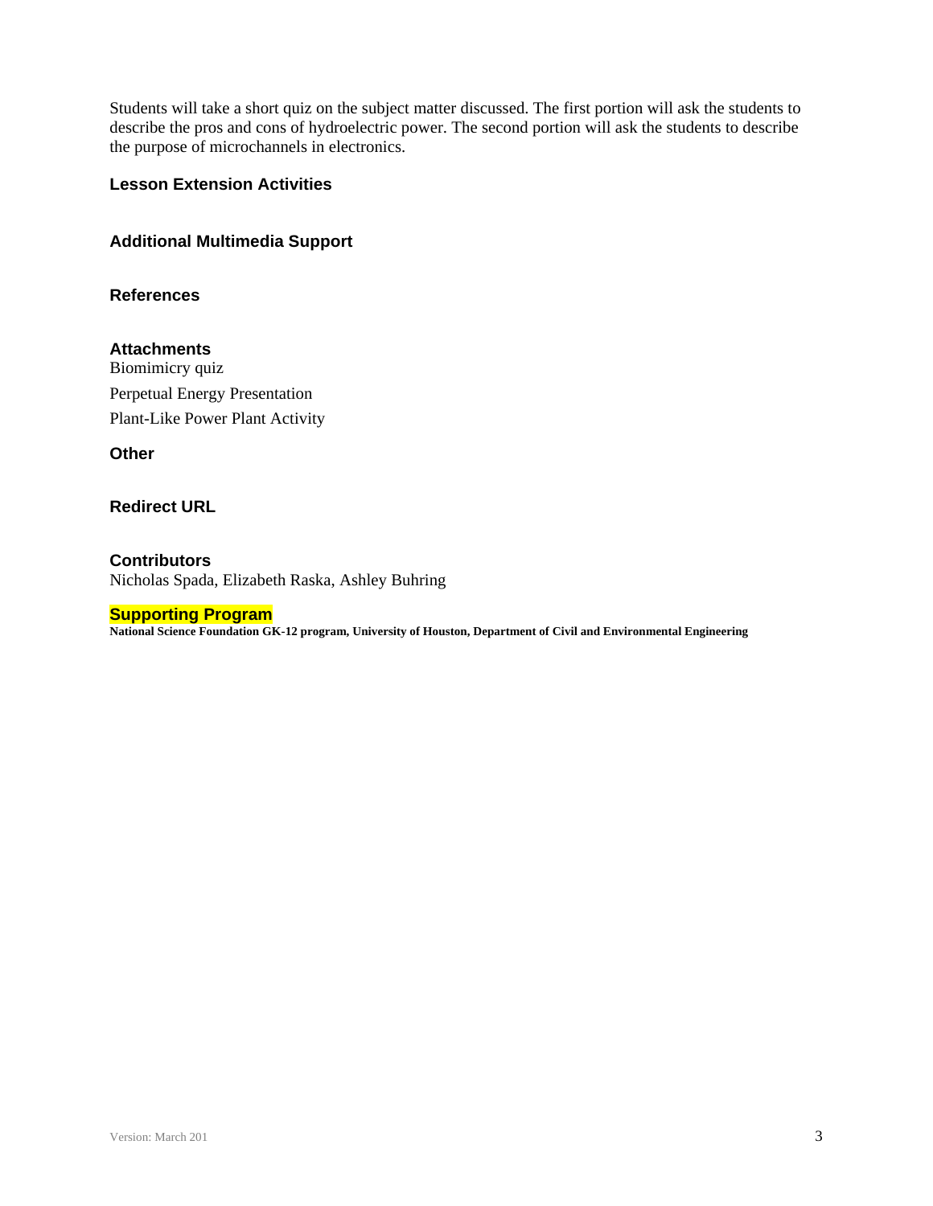Students will take a short quiz on the subject matter discussed. The first portion will ask the students to describe the pros and cons of hydroelectric power. The second portion will ask the students to describe the purpose of microchannels in electronics.

### Lesson Extension Activities

### Additional Multimedia Support

### References

### Attachments

Biomimicry quiz

Perpetual Energy Presentation

Plant-Like Power Plant Activity

### Other

### Redirect URL

### Contributors

Nicholas Spada, Elizabeth Raska, Ashley Buhring

### Supporting Program

**National Science Foundation GK-12 program, University of Houston, Department of Civil and Environmental Engineering**

Version: March 201